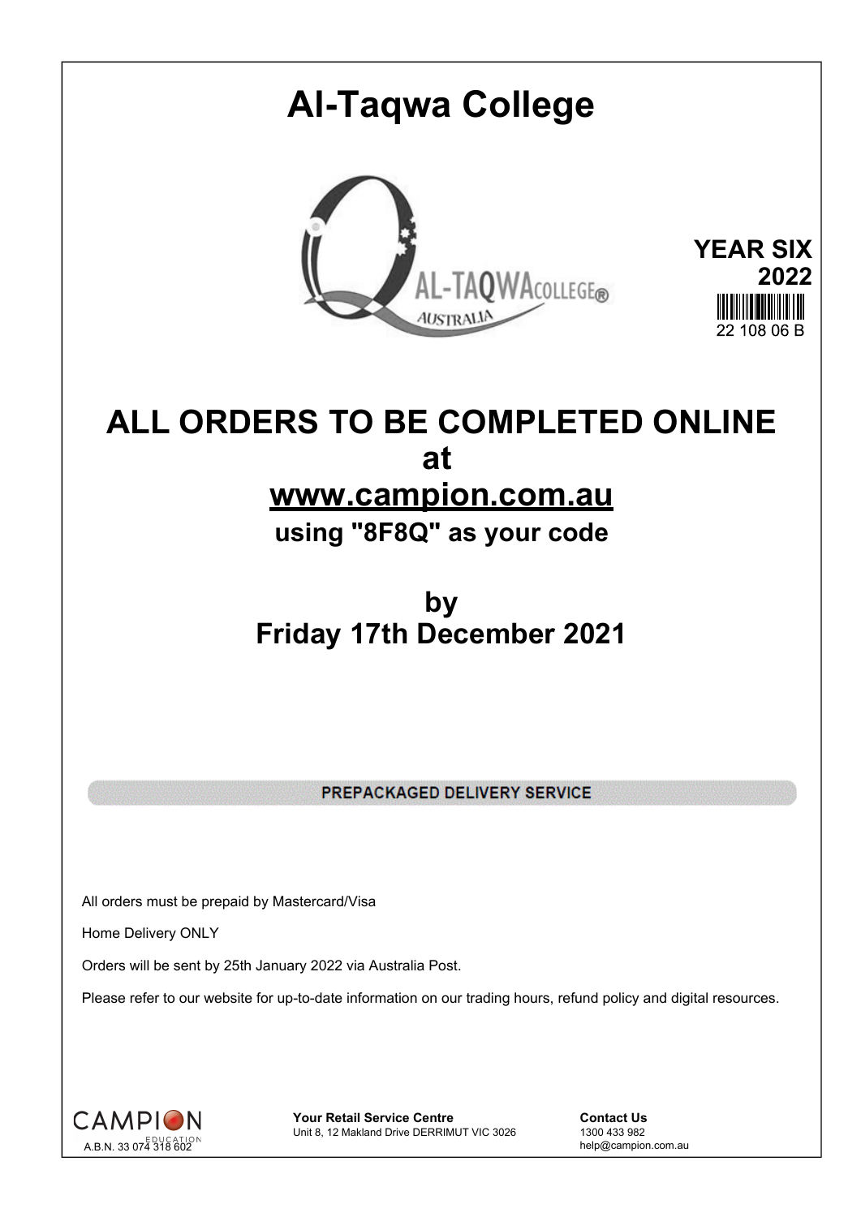# Al-Taqwa College

**YEAR SIX**
**2022**

22 108 06 B

# ALL ORDERS TO BE COMPLETED ONLINE
# at
# www.campion.com.au
## using "8F8Q" as your code

# by
# Friday 17th December 2021

**PREPACKAGED DELIVERY SERVICE**

All orders must be prepaid by Mastercard/Visa

Home Delivery ONLY

Orders will be sent by 25th January 2022 via Australia Post.

Please refer to our website for up-to-date information on our trading hours, refund policy and digital resources.

CAMPION EDUCATION
A.B.N. 33 074 318 602

**Your Retail Service Centre**
Unit 8, 12 Makland Drive DERRIMUT VIC 3026

**Contact Us**
1300 433 982
help@campion.com.au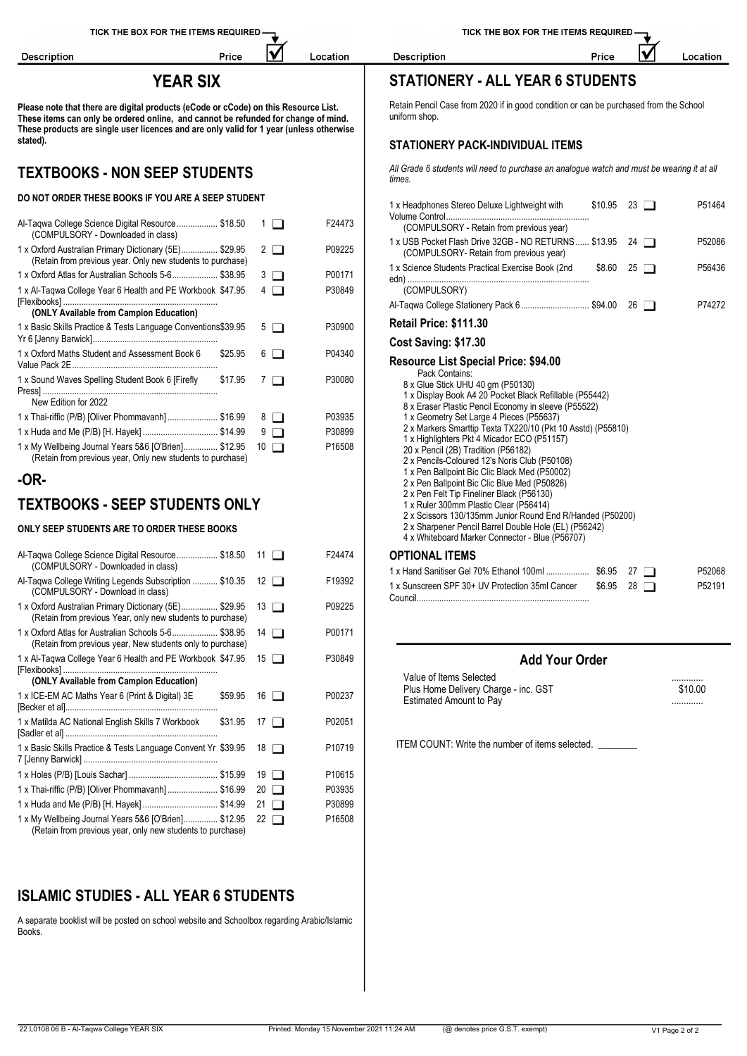TICK THE BOX FOR THE ITEMS REQUIRED

# YEAR SIX

**Please note that there are digital products (eCode or cCode) on this Resource List. These items can only be ordered online, and cannot be refunded for change of mind. These products are single user licences and are only valid for 1 year (unless otherwise stated).**

## TEXTBOOKS - NON SEEP STUDENTS

**DO NOT ORDER THESE BOOKS IF YOU ARE A SEEP STUDENT**

| Description | Price | ☑ | Location |
|---|---|---|---|
| Al-Taqwa College Science Digital Resource (COMPULSORY - Downloaded in class) | $18.50 | 1 ❑ | F24473 |
| 1 x Oxford Australian Primary Dictionary (5E) (Retain from previous year. Only new students to purchase) | $29.95 | 2 ❑ | P09225 |
| 1 x Oxford Atlas for Australian Schools 5-6 | $38.95 | 3 ❑ | P00171 |
| 1 x Al-Taqwa College Year 6 Health and PE Workbook [Flexibooks] **(ONLY Available from Campion Education)** | $47.95 | 4 ❑ | P30849 |
| 1 x Basic Skills Practice & Tests Language Conventions Yr 6 [Jenny Barwick] | $39.95 | 5 ❑ | P30900 |
| 1 x Oxford Maths Student and Assessment Book 6 Value Pack 2E | $25.95 | 6 ❑ | P04340 |
| 1 x Sound Waves Spelling Student Book 6 [Firefly Press] New Edition for 2022 | $17.95 | 7 ❑ | P30080 |
| 1 x Thai-riffic (P/B) [Oliver Phommavanh] | $16.99 | 8 ❑ | P03935 |
| 1 x Huda and Me (P/B) [H. Hayek] | $14.99 | 9 ❑ | P30899 |
| 1 x My Wellbeing Journal Years 5&6 [O'Brien] (Retain from previous year, Only new students to purchase) | $12.95 | 10 ❑ | P16508 |

## -OR-

## TEXTBOOKS - SEEP STUDENTS ONLY

**ONLY SEEP STUDENTS ARE TO ORDER THESE BOOKS**

| Description | Price | ☑ | Location |
|---|---|---|---|
| Al-Taqwa College Science Digital Resource (COMPULSORY - Downloaded in class) | $18.50 | 11 ❑ | F24474 |
| Al-Taqwa College Writing Legends Subscription (COMPULSORY - Download in class) | $10.35 | 12 ❑ | F19392 |
| 1 x Oxford Australian Primary Dictionary (5E) (Retain from previous Year, only new students to purchase) | $29.95 | 13 ❑ | P09225 |
| 1 x Oxford Atlas for Australian Schools 5-6 (Retain from previous year, New students only to purchase) | $38.95 | 14 ❑ | P00171 |
| 1 x Al-Taqwa College Year 6 Health and PE Workbook [Flexibooks] **(ONLY Available from Campion Education)** | $47.95 | 15 ❑ | P30849 |
| 1 x ICE-EM AC Maths Year 6 (Print & Digital) 3E [Becker et al] | $59.95 | 16 ❑ | P00237 |
| 1 x Matilda AC National English Skills 7 Workbook [Sadler et al] | $31.95 | 17 ❑ | P02051 |
| 1 x Basic Skills Practice & Tests Language Convent Yr 7 [Jenny Barwick] | $39.95 | 18 ❑ | P10719 |
| 1 x Holes (P/B) [Louis Sachar] | $15.99 | 19 ❑ | P10615 |
| 1 x Thai-riffic (P/B) [Oliver Phommavanh] | $16.99 | 20 ❑ | P03935 |
| 1 x Huda and Me (P/B) [H. Hayek] | $14.99 | 21 ❑ | P30899 |
| 1 x My Wellbeing Journal Years 5&6 [O'Brien] (Retain from previous year, only new students to purchase) | $12.95 | 22 ❑ | P16508 |

## ISLAMIC STUDIES - ALL YEAR 6 STUDENTS

A separate booklist will be posted on school website and Schoolbox regarding Arabic/Islamic Books.

## STATIONERY - ALL YEAR 6 STUDENTS

Retain Pencil Case from 2020 if in good condition or can be purchased from the School uniform shop.

### STATIONERY PACK-INDIVIDUAL ITEMS

*All Grade 6 students will need to purchase an analogue watch and must be wearing it at all times.*

| Description | Price | ☑ | Location |
|---|---|---|---|
| 1 x Headphones Stereo Deluxe Lightweight with Volume Control (COMPULSORY - Retain from previous year) | $10.95 | 23 ❑ | P51464 |
| 1 x USB Pocket Flash Drive 32GB - NO RETURNS (COMPULSORY- Retain from previous year) | $13.95 | 24 ❑ | P52086 |
| 1 x Science Students Practical Exercise Book (2nd edn) (COMPULSORY) | $8.60 | 25 ❑ | P56436 |
| Al-Taqwa College Stationery Pack 6 | $94.00 | 26 ❑ | P74272 |

**Retail Price: $111.30**

**Cost Saving: $17.30**

**Resource List Special Price: $94.00**

Pack Contains:
- 8 x Glue Stick UHU 40 gm (P50130)
- 1 x Display Book A4 20 Pocket Black Refillable (P55442)
- 8 x Eraser Plastic Pencil Economy in sleeve (P55522)
- 1 x Geometry Set Large 4 Pieces (P55637)
- 2 x Markers Smarttip Texta TX220/10 (Pkt 10 Asstd) (P55810)
- 1 x Highlighters Pkt 4 Micador ECO (P51157)
- 20 x Pencil (2B) Tradition (P56182)
- 2 x Pencils-Coloured 12's Noris Club (P50108)
- 1 x Pen Ballpoint Bic Clic Black Med (P50002)
- 2 x Pen Ballpoint Bic Clic Blue Med (P50826)
- 2 x Pen Felt Tip Fineliner Black (P56130)
- 1 x Ruler 300mm Plastic Clear (P56414)
- 2 x Scissors 130/135mm Junior Round End R/Handed (P50200)
- 2 x Sharpener Pencil Barrel Double Hole (EL) (P56242)
- 4 x Whiteboard Marker Connector - Blue (P56707)

### OPTIONAL ITEMS

| Description | Price | ☑ | Location |
|---|---|---|---|
| 1 x Hand Sanitiser Gel 70% Ethanol 100ml | $6.95 | 27 ❑ | P52068 |
| 1 x Sunscreen SPF 30+ UV Protection 35ml Cancer Council | $6.95 | 28 ❑ | P52191 |

### Add Your Order

| | |
|---|---|
| Value of Items Selected | ............ |
| Plus Home Delivery Charge - inc. GST | $10.00 |
| Estimated Amount to Pay | ............ |

ITEM COUNT: Write the number of items selected. ________

22 L0108 06 B - Al-Taqwa College YEAR SIX    Printed: Monday 15 November 2021 11:24 AM    (@ denotes price G.S.T. exempt)    V1